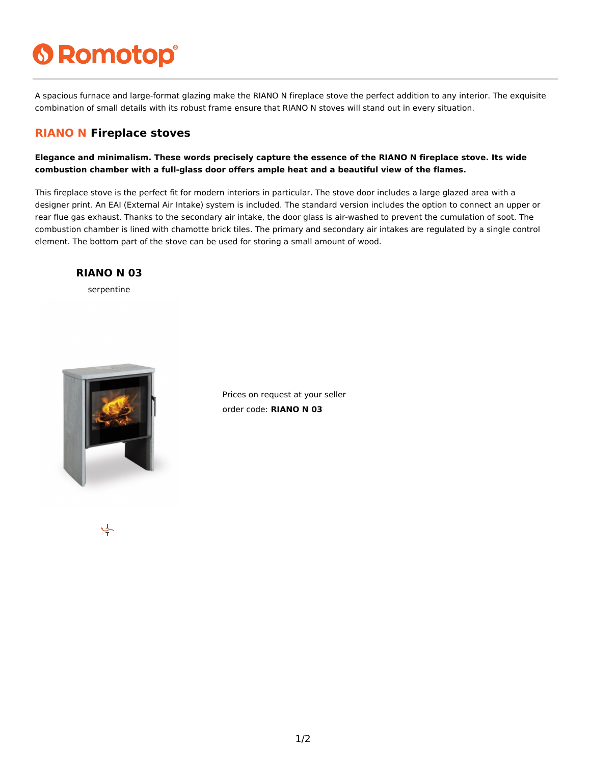A spacious furnace and large-format glazing make the RIANO N fireplace stove the perfect addition to any interior. The exquisite combination of small details with its robust frame ensure that RIANO N stoves will stand out in every situation.

## RIANO N Fireplace stoves

**Elegance and minimalism. These words precisely capture the essence of the RIANO N fireplace stove. Its wide combustion chamber with a full-glass door offers ample heat and a beautiful view of the flames.**

This fireplace stove is the perfect fit for modern interiors in particular. The stove door includes a large glazed area with a designer print. An EAI (External Air Intake) system is included. The standard version includes the option to connect an upper or rear flue gas exhaust. Thanks to the secondary air intake, the door glass is air-washed to prevent the cumulation of soot. The combustion chamber is lined with chamotte brick tiles. The primary and secondary air intakes are regulated by a single control element. The bottom part of the stove can be used for storing a small amount of wood.

### RIANO N 03

serpentine

Prices on request at your seller

order code: **RIANO N 03**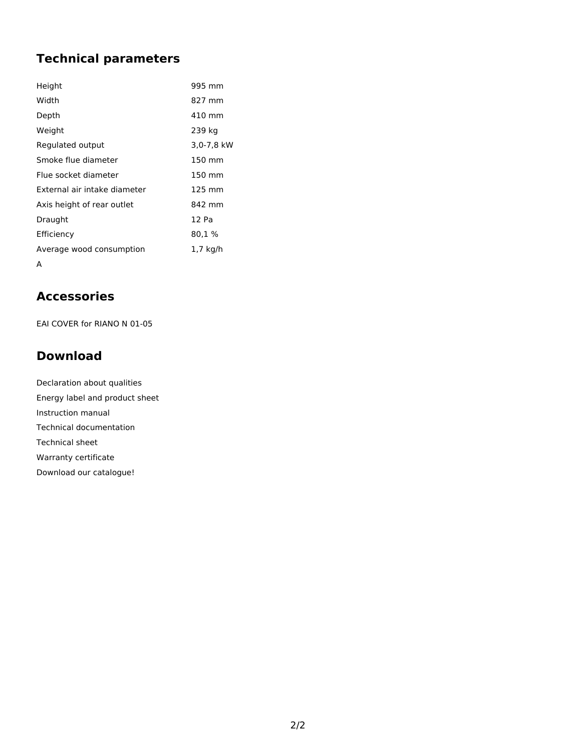## Technical parameters

| | |
|---|---|
| Height | 995 mm |
| Width | 827 mm |
| Depth | 410 mm |
| Weight | 239 kg |
| Regulated output | 3,0-7,8 kW |
| Smoke flue diameter | 150 mm |
| Flue socket diameter | 150 mm |
| External air intake diameter | 125 mm |
| Axis height of rear outlet | 842 mm |
| Draught | 12 Pa |
| Efficiency | 80,1 % |
| Average wood consumption | 1,7 kg/h |
| A | |

## Accessories

EAI COVER for RIANO N 01-05

## Download

Declaration about qualities

Energy label and product sheet

Instruction manual

Technical documentation

Technical sheet

Warranty certificate

Download our catalogue!